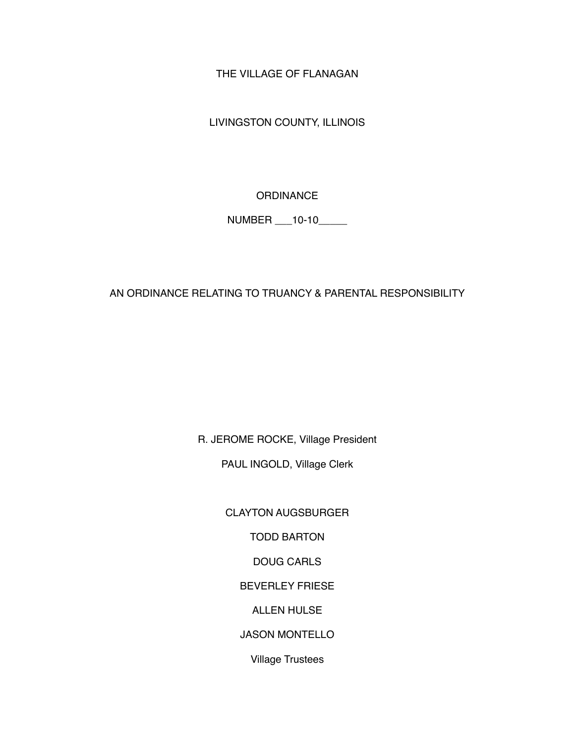THE VILLAGE OF FLANAGAN

LIVINGSTON COUNTY, ILLINOIS

ORDINANCE

NUMBER ___10-10_____

# AN ORDINANCE RELATING TO TRUANCY & PARENTAL RESPONSIBILITY

R. JEROME ROCKE, Village President

PAUL INGOLD, Village Clerk

CLAYTON AUGSBURGER

TODD BARTON

DOUG CARLS

BEVERLEY FRIESE

ALLEN HULSE

JASON MONTELLO

Village Trustees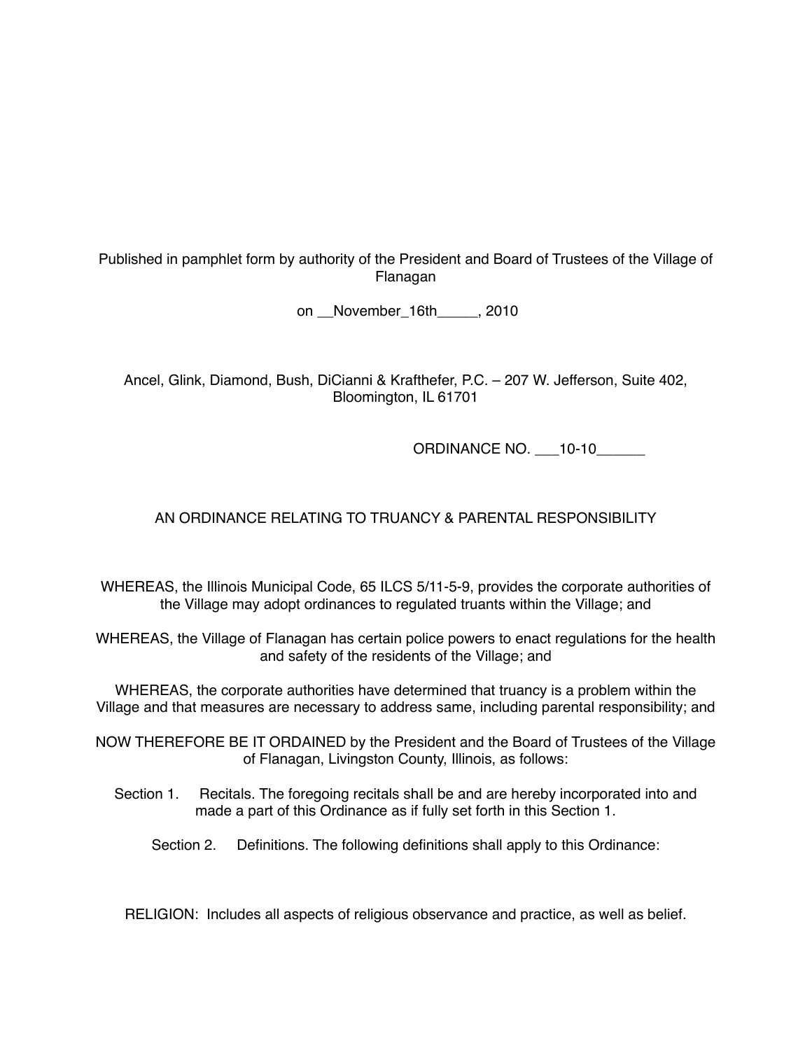Published in pamphlet form by authority of the President and Board of Trustees of the Village of Flanagan

on __November_16th_____, 2010

Ancel, Glink, Diamond, Bush, DiCianni & Krafthefer, P.C. – 207 W. Jefferson, Suite 402, Bloomington, IL 61701

ORDINANCE NO. ___10-10______

AN ORDINANCE RELATING TO TRUANCY & PARENTAL RESPONSIBILITY

WHEREAS, the Illinois Municipal Code, 65 ILCS 5/11-5-9, provides the corporate authorities of the Village may adopt ordinances to regulated truants within the Village; and

WHEREAS, the Village of Flanagan has certain police powers to enact regulations for the health and safety of the residents of the Village; and

WHEREAS, the corporate authorities have determined that truancy is a problem within the Village and that measures are necessary to address same, including parental responsibility; and

NOW THEREFORE BE IT ORDAINED by the President and the Board of Trustees of the Village of Flanagan, Livingston County, Illinois, as follows:

Section 1. Recitals. The foregoing recitals shall be and are hereby incorporated into and made a part of this Ordinance as if fully set forth in this Section 1.

Section 2. Definitions. The following definitions shall apply to this Ordinance:

RELIGION: Includes all aspects of religious observance and practice, as well as belief.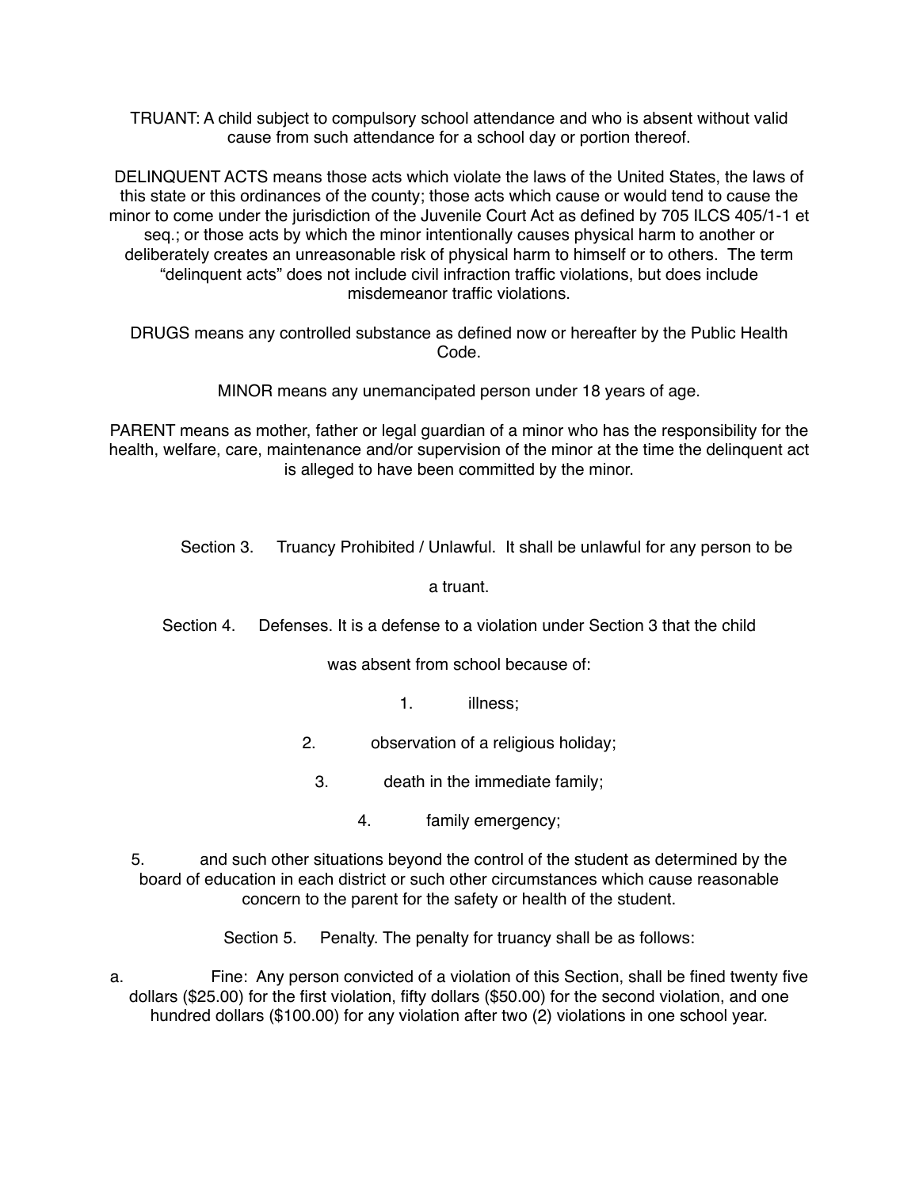TRUANT: A child subject to compulsory school attendance and who is absent without valid cause from such attendance for a school day or portion thereof.

DELINQUENT ACTS means those acts which violate the laws of the United States, the laws of this state or this ordinances of the county; those acts which cause or would tend to cause the minor to come under the jurisdiction of the Juvenile Court Act as defined by 705 ILCS 405/1-1 et seq.; or those acts by which the minor intentionally causes physical harm to another or deliberately creates an unreasonable risk of physical harm to himself or to others. The term "delinquent acts" does not include civil infraction traffic violations, but does include misdemeanor traffic violations.

DRUGS means any controlled substance as defined now or hereafter by the Public Health Code.

MINOR means any unemancipated person under 18 years of age.

PARENT means as mother, father or legal guardian of a minor who has the responsibility for the health, welfare, care, maintenance and/or supervision of the minor at the time the delinquent act is alleged to have been committed by the minor.

Section 3. Truancy Prohibited / Unlawful. It shall be unlawful for any person to be a truant.

Section 4. Defenses. It is a defense to a violation under Section 3 that the child was absent from school because of:

1. illness;
2. observation of a religious holiday;
3. death in the immediate family;
4. family emergency;
5. and such other situations beyond the control of the student as determined by the board of education in each district or such other circumstances which cause reasonable concern to the parent for the safety or health of the student.

Section 5. Penalty. The penalty for truancy shall be as follows:

a. Fine: Any person convicted of a violation of this Section, shall be fined twenty five dollars ($25.00) for the first violation, fifty dollars ($50.00) for the second violation, and one hundred dollars ($100.00) for any violation after two (2) violations in one school year.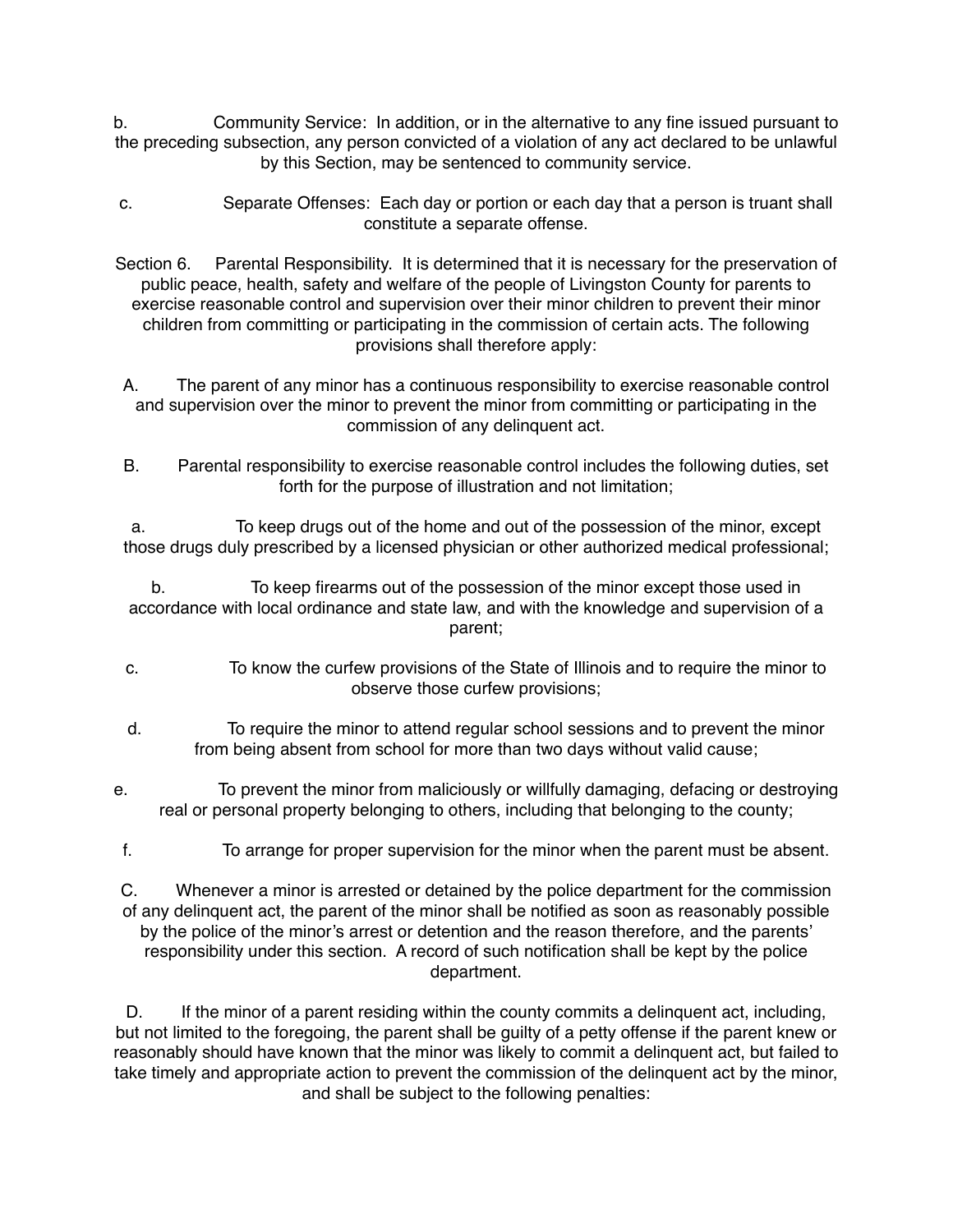b. Community Service: In addition, or in the alternative to any fine issued pursuant to the preceding subsection, any person convicted of a violation of any act declared to be unlawful by this Section, may be sentenced to community service.

c. Separate Offenses: Each day or portion or each day that a person is truant shall constitute a separate offense.

Section 6. Parental Responsibility. It is determined that it is necessary for the preservation of public peace, health, safety and welfare of the people of Livingston County for parents to exercise reasonable control and supervision over their minor children to prevent their minor children from committing or participating in the commission of certain acts. The following provisions shall therefore apply:

A. The parent of any minor has a continuous responsibility to exercise reasonable control and supervision over the minor to prevent the minor from committing or participating in the commission of any delinquent act.

B. Parental responsibility to exercise reasonable control includes the following duties, set forth for the purpose of illustration and not limitation;

a. To keep drugs out of the home and out of the possession of the minor, except those drugs duly prescribed by a licensed physician or other authorized medical professional;

b. To keep firearms out of the possession of the minor except those used in accordance with local ordinance and state law, and with the knowledge and supervision of a parent;

c. To know the curfew provisions of the State of Illinois and to require the minor to observe those curfew provisions;

d. To require the minor to attend regular school sessions and to prevent the minor from being absent from school for more than two days without valid cause;

e. To prevent the minor from maliciously or willfully damaging, defacing or destroying real or personal property belonging to others, including that belonging to the county;

f. To arrange for proper supervision for the minor when the parent must be absent.

C. Whenever a minor is arrested or detained by the police department for the commission of any delinquent act, the parent of the minor shall be notified as soon as reasonably possible by the police of the minor's arrest or detention and the reason therefore, and the parents' responsibility under this section. A record of such notification shall be kept by the police department.

D. If the minor of a parent residing within the county commits a delinquent act, including, but not limited to the foregoing, the parent shall be guilty of a petty offense if the parent knew or reasonably should have known that the minor was likely to commit a delinquent act, but failed to take timely and appropriate action to prevent the commission of the delinquent act by the minor, and shall be subject to the following penalties: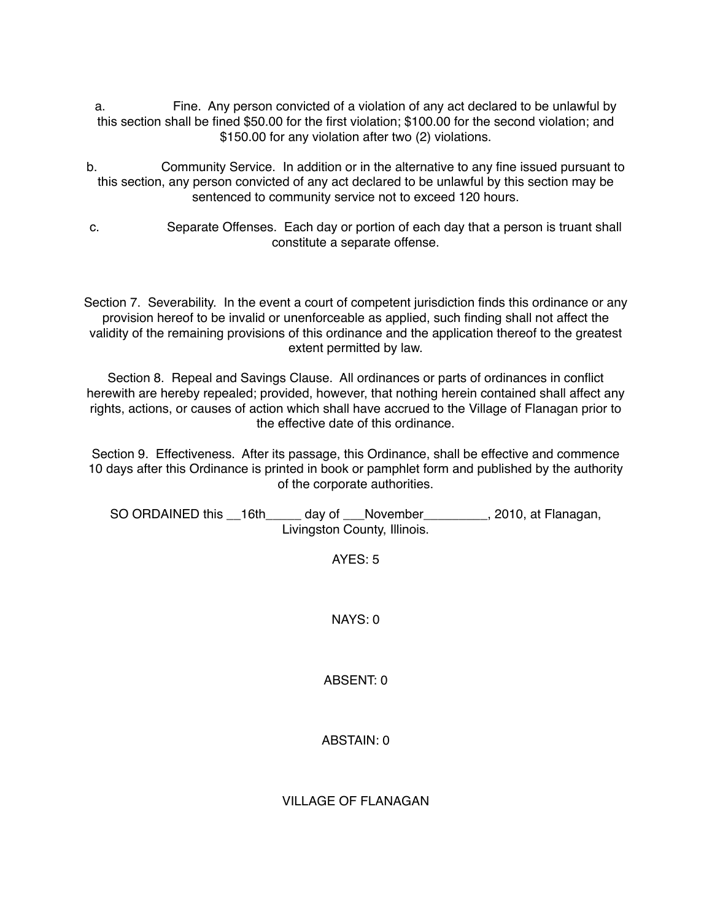a. Fine. Any person convicted of a violation of any act declared to be unlawful by this section shall be fined $50.00 for the first violation; $100.00 for the second violation; and $150.00 for any violation after two (2) violations.

b. Community Service. In addition or in the alternative to any fine issued pursuant to this section, any person convicted of any act declared to be unlawful by this section may be sentenced to community service not to exceed 120 hours.

c. Separate Offenses. Each day or portion of each day that a person is truant shall constitute a separate offense.

Section 7. Severability. In the event a court of competent jurisdiction finds this ordinance or any provision hereof to be invalid or unenforceable as applied, such finding shall not affect the validity of the remaining provisions of this ordinance and the application thereof to the greatest extent permitted by law.

Section 8. Repeal and Savings Clause. All ordinances or parts of ordinances in conflict herewith are hereby repealed; provided, however, that nothing herein contained shall affect any rights, actions, or causes of action which shall have accrued to the Village of Flanagan prior to the effective date of this ordinance.

Section 9. Effectiveness. After its passage, this Ordinance, shall be effective and commence 10 days after this Ordinance is printed in book or pamphlet form and published by the authority of the corporate authorities.

SO ORDAINED this __16th_____ day of ___November_________, 2010, at Flanagan, Livingston County, Illinois.

AYES: 5

NAYS: 0

ABSENT: 0

ABSTAIN: 0

VILLAGE OF FLANAGAN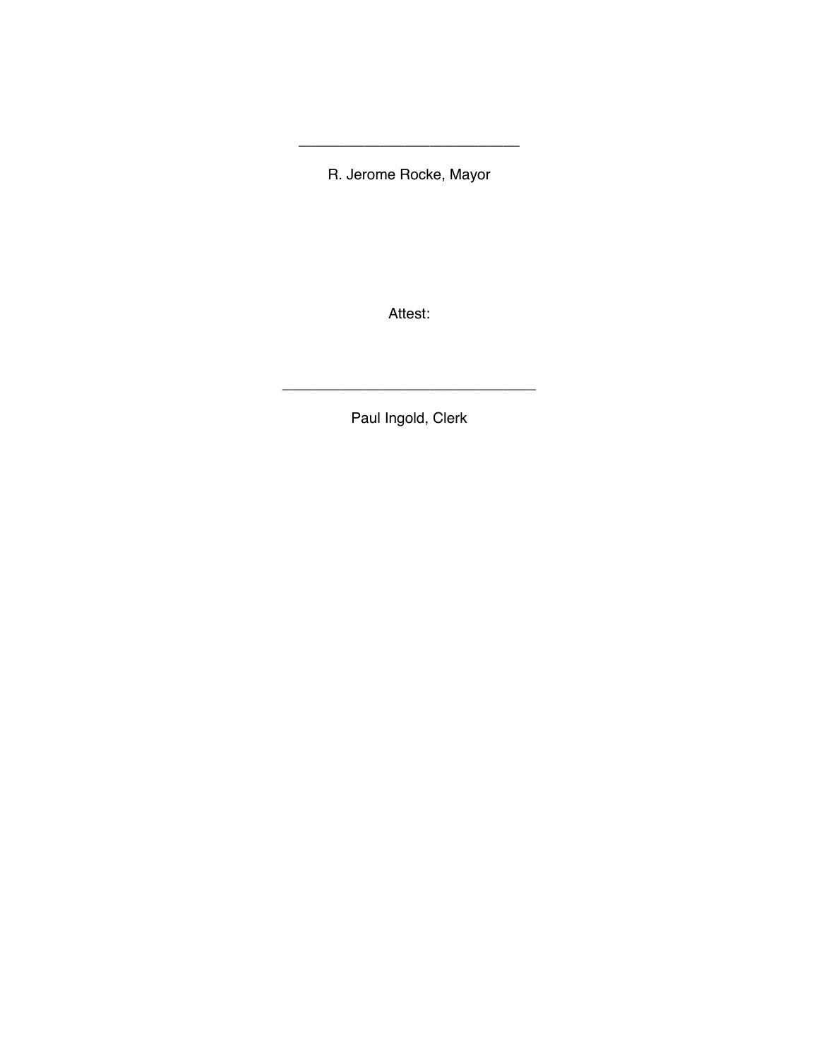\_\_\_\_\_\_\_\_\_\_\_\_\_\_\_\_\_\_\_\_\_\_\_\_\_\_\_\_

R. Jerome Rocke, Mayor

Attest:

\_\_\_\_\_\_\_\_\_\_\_\_\_\_\_\_\_\_\_\_\_\_\_\_\_\_\_\_\_\_\_\_

Paul Ingold, Clerk